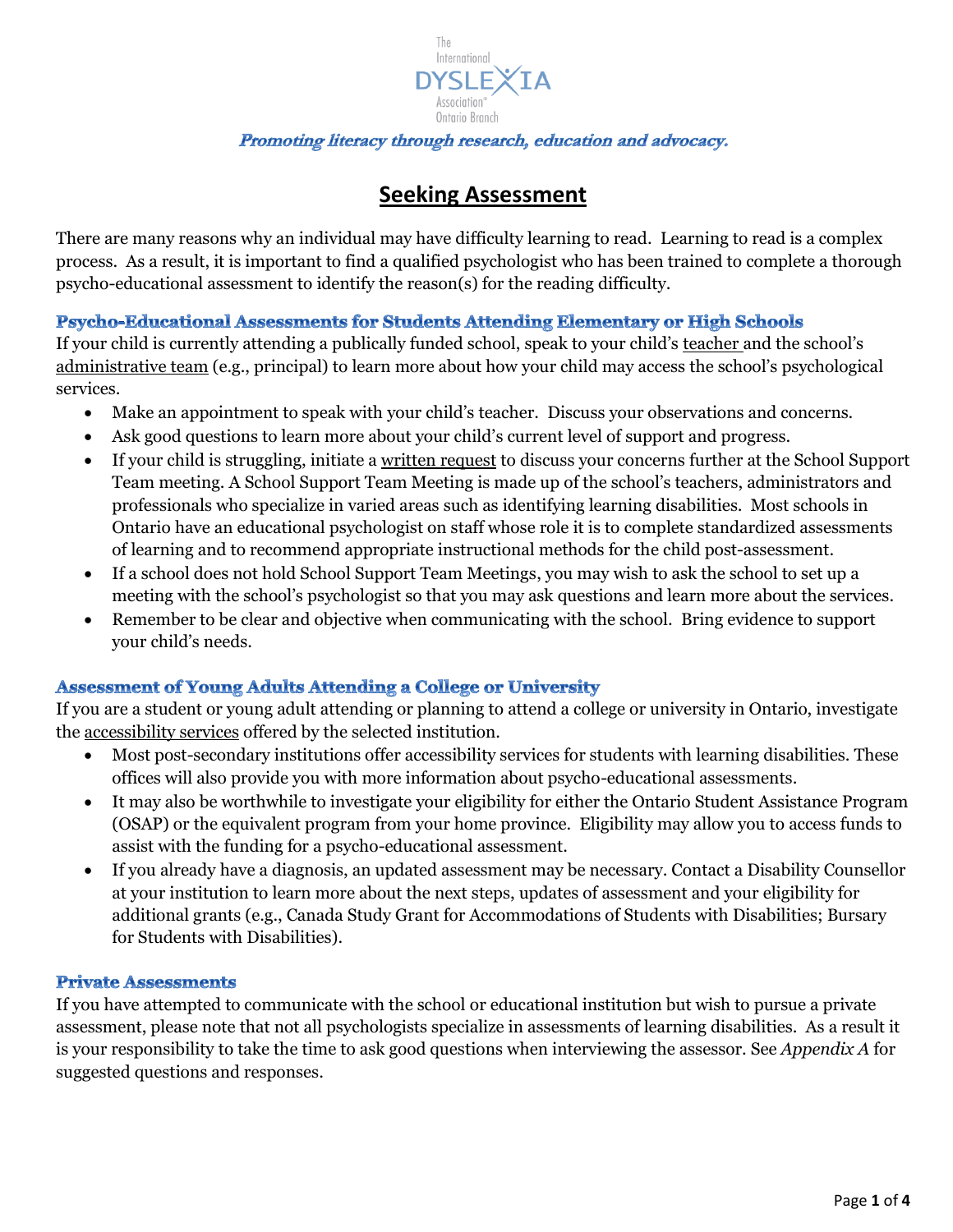The International DYSLEXIA Association® Ontario Branch

*Promoting literacy through research, education and advocacy.*

# Seeking Assessment

There are many reasons why an individual may have difficulty learning to read. Learning to read is a complex process. As a result, it is important to find a qualified psychologist who has been trained to complete a thorough psycho-educational assessment to identify the reason(s) for the reading difficulty.

## Psycho-Educational Assessments for Students Attending Elementary or High Schools

If your child is currently attending a publically funded school, speak to your child's teacher and the school's administrative team (e.g., principal) to learn more about how your child may access the school's psychological services.

- Make an appointment to speak with your child's teacher. Discuss your observations and concerns.
- Ask good questions to learn more about your child's current level of support and progress.
- If your child is struggling, initiate a written request to discuss your concerns further at the School Support Team meeting. A School Support Team Meeting is made up of the school's teachers, administrators and professionals who specialize in varied areas such as identifying learning disabilities. Most schools in Ontario have an educational psychologist on staff whose role it is to complete standardized assessments of learning and to recommend appropriate instructional methods for the child post-assessment.
- If a school does not hold School Support Team Meetings, you may wish to ask the school to set up a meeting with the school's psychologist so that you may ask questions and learn more about the services.
- Remember to be clear and objective when communicating with the school. Bring evidence to support your child's needs.

## Assessment of Young Adults Attending a College or University

If you are a student or young adult attending or planning to attend a college or university in Ontario, investigate the accessibility services offered by the selected institution.

- Most post-secondary institutions offer accessibility services for students with learning disabilities. These offices will also provide you with more information about psycho-educational assessments.
- It may also be worthwhile to investigate your eligibility for either the Ontario Student Assistance Program (OSAP) or the equivalent program from your home province. Eligibility may allow you to access funds to assist with the funding for a psycho-educational assessment.
- If you already have a diagnosis, an updated assessment may be necessary. Contact a Disability Counsellor at your institution to learn more about the next steps, updates of assessment and your eligibility for additional grants (e.g., Canada Study Grant for Accommodations of Students with Disabilities; Bursary for Students with Disabilities).

## Private Assessments

If you have attempted to communicate with the school or educational institution but wish to pursue a private assessment, please note that not all psychologists specialize in assessments of learning disabilities. As a result it is your responsibility to take the time to ask good questions when interviewing the assessor. See *Appendix A* for suggested questions and responses.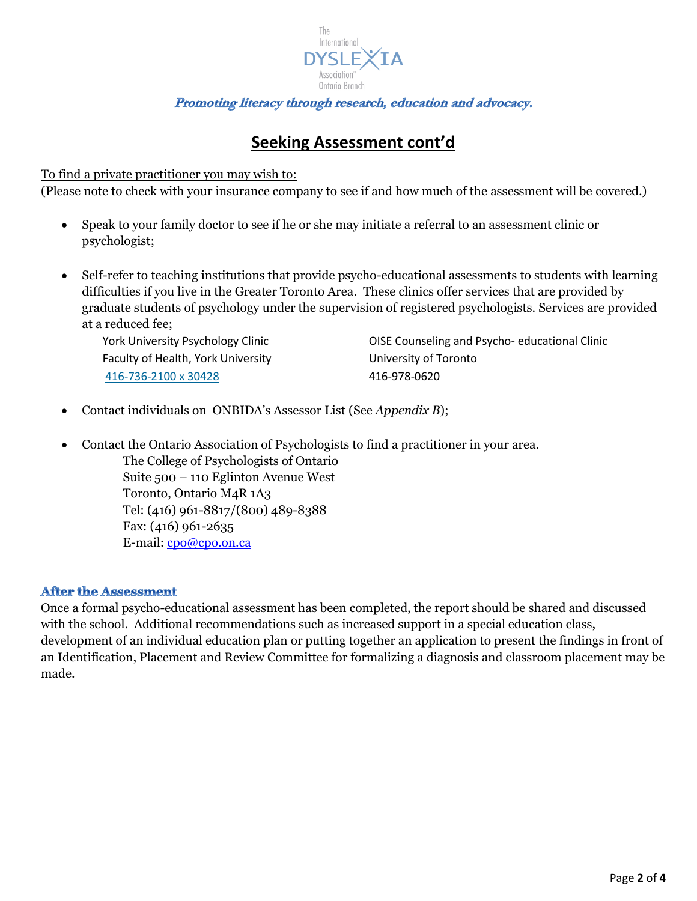# Seeking Assessment cont'd

To find a private practitioner you may wish to:
(Please note to check with your insurance company to see if and how much of the assessment will be covered.)

- Speak to your family doctor to see if he or she may initiate a referral to an assessment clinic or psychologist;
- Self-refer to teaching institutions that provide psycho-educational assessments to students with learning difficulties if you live in the Greater Toronto Area. These clinics offer services that are provided by graduate students of psychology under the supervision of registered psychologists. Services are provided at a reduced fee;

  York University Psychology Clinic
  Faculty of Health, York University
  416-736-2100 x 30428

  OISE Counseling and Psycho- educational Clinic
  University of Toronto
  416-978-0620

- Contact individuals on ONBIDA's Assessor List (See *Appendix B*);
- Contact the Ontario Association of Psychologists to find a practitioner in your area.

  The College of Psychologists of Ontario
  Suite 500 – 110 Eglinton Avenue West
  Toronto, Ontario M4R 1A3
  Tel: (416) 961-8817/(800) 489-8388
  Fax: (416) 961-2635
  E-mail: cpo@cpo.on.ca

### After the Assessment

Once a formal psycho-educational assessment has been completed, the report should be shared and discussed with the school. Additional recommendations such as increased support in a special education class, development of an individual education plan or putting together an application to present the findings in front of an Identification, Placement and Review Committee for formalizing a diagnosis and classroom placement may be made.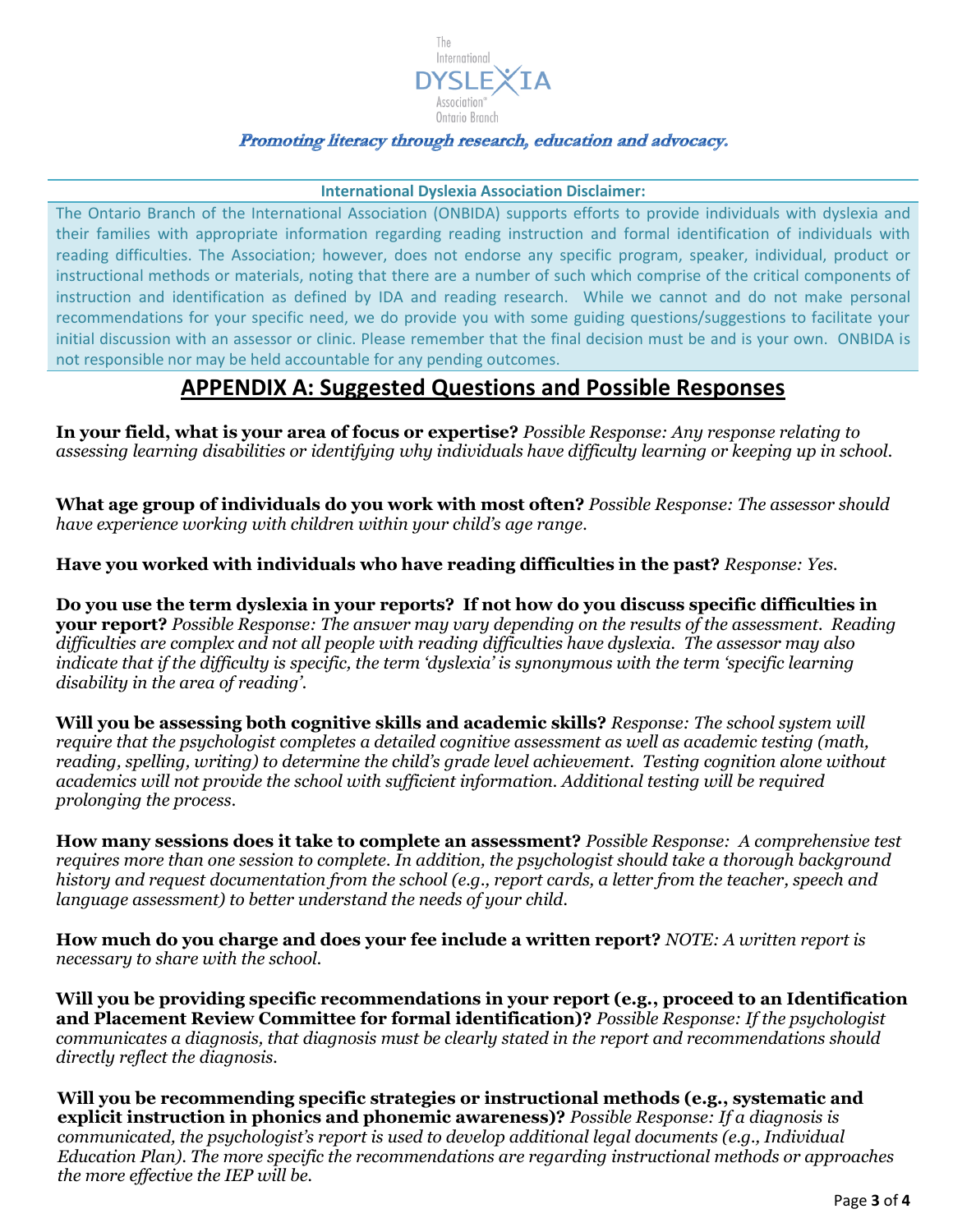The International DYSLEXIA Association® Ontario Branch

***Promoting literacy through research, education and advocacy.***

**International Dyslexia Association Disclaimer:**

The Ontario Branch of the International Association (ONBIDA) supports efforts to provide individuals with dyslexia and their families with appropriate information regarding reading instruction and formal identification of individuals with reading difficulties. The Association; however, does not endorse any specific program, speaker, individual, product or instructional methods or materials, noting that there are a number of such which comprise of the critical components of instruction and identification as defined by IDA and reading research. While we cannot and do not make personal recommendations for your specific need, we do provide you with some guiding questions/suggestions to facilitate your initial discussion with an assessor or clinic. Please remember that the final decision must be and is your own. ONBIDA is not responsible nor may be held accountable for any pending outcomes.

## APPENDIX A: Suggested Questions and Possible Responses

**In your field, what is your area of focus or expertise?** *Possible Response: Any response relating to assessing learning disabilities or identifying why individuals have difficulty learning or keeping up in school.*

**What age group of individuals do you work with most often?** *Possible Response: The assessor should have experience working with children within your child's age range.*

**Have you worked with individuals who have reading difficulties in the past?** *Response: Yes.*

**Do you use the term dyslexia in your reports? If not how do you discuss specific difficulties in your report?** *Possible Response: The answer may vary depending on the results of the assessment. Reading difficulties are complex and not all people with reading difficulties have dyslexia. The assessor may also indicate that if the difficulty is specific, the term 'dyslexia' is synonymous with the term 'specific learning disability in the area of reading'.*

**Will you be assessing both cognitive skills and academic skills?** *Response: The school system will require that the psychologist completes a detailed cognitive assessment as well as academic testing (math, reading, spelling, writing) to determine the child's grade level achievement. Testing cognition alone without academics will not provide the school with sufficient information. Additional testing will be required prolonging the process.*

**How many sessions does it take to complete an assessment?** *Possible Response: A comprehensive test requires more than one session to complete. In addition, the psychologist should take a thorough background history and request documentation from the school (e.g., report cards, a letter from the teacher, speech and language assessment) to better understand the needs of your child.*

**How much do you charge and does your fee include a written report?** *NOTE: A written report is necessary to share with the school.*

**Will you be providing specific recommendations in your report (e.g., proceed to an Identification and Placement Review Committee for formal identification)?** *Possible Response: If the psychologist communicates a diagnosis, that diagnosis must be clearly stated in the report and recommendations should directly reflect the diagnosis.*

**Will you be recommending specific strategies or instructional methods (e.g., systematic and explicit instruction in phonics and phonemic awareness)?** *Possible Response: If a diagnosis is communicated, the psychologist's report is used to develop additional legal documents (e.g., Individual Education Plan). The more specific the recommendations are regarding instructional methods or approaches the more effective the IEP will be.*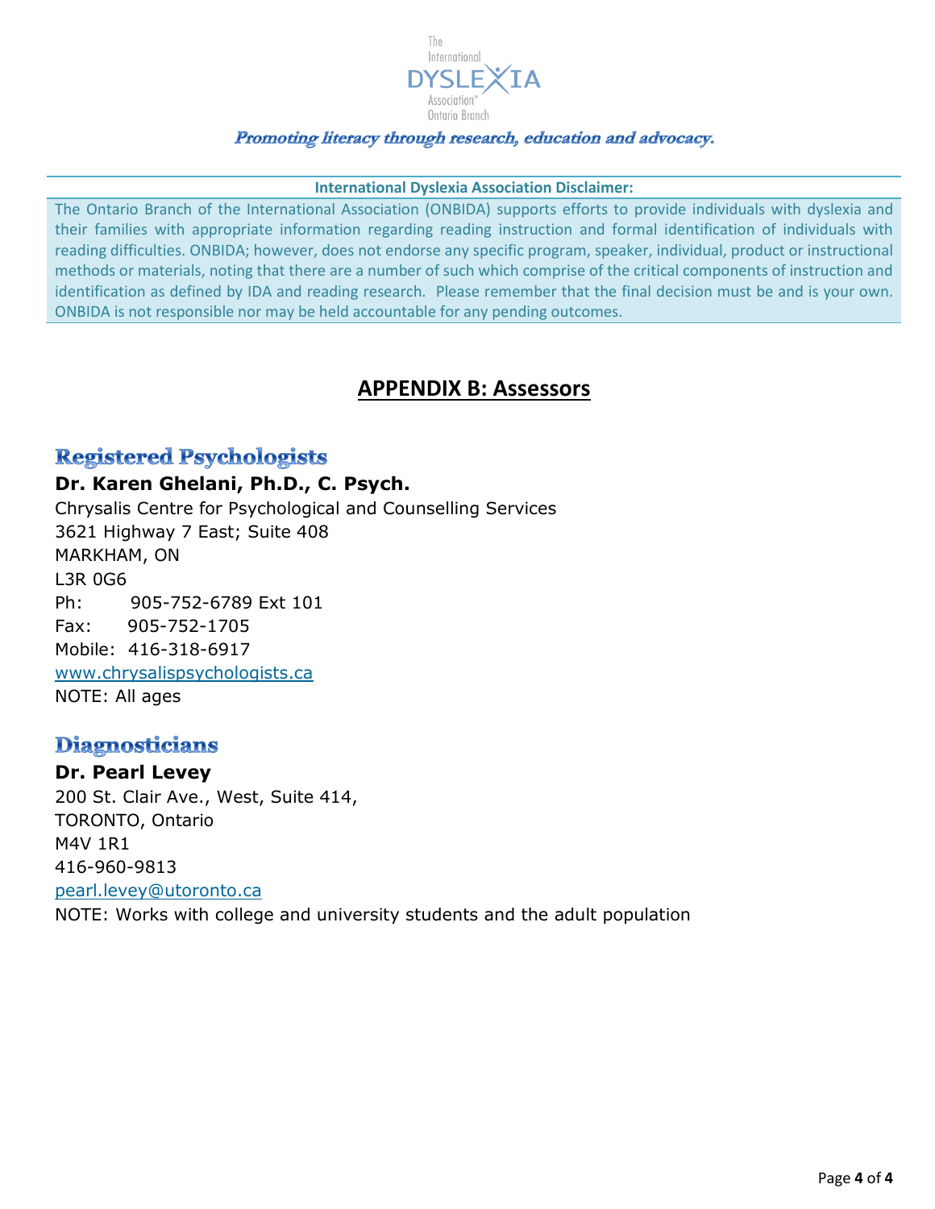The International DYSLEXIA Association® Ontario Branch

*Promoting literacy through research, education and advocacy.*

**International Dyslexia Association Disclaimer:**

The Ontario Branch of the International Association (ONBIDA) supports efforts to provide individuals with dyslexia and their families with appropriate information regarding reading instruction and formal identification of individuals with reading difficulties. ONBIDA; however, does not endorse any specific program, speaker, individual, product or instructional methods or materials, noting that there are a number of such which comprise of the critical components of instruction and identification as defined by IDA and reading research. Please remember that the final decision must be and is your own. ONBIDA is not responsible nor may be held accountable for any pending outcomes.

# APPENDIX B: Assessors

## Registered Psychologists

**Dr. Karen Ghelani, Ph.D., C. Psych.**
Chrysalis Centre for Psychological and Counselling Services
3621 Highway 7 East; Suite 408
MARKHAM, ON
L3R 0G6
Ph: 905-752-6789 Ext 101
Fax: 905-752-1705
Mobile: 416-318-6917
www.chrysalispsychologists.ca
NOTE: All ages

## Diagnosticians

**Dr. Pearl Levey**
200 St. Clair Ave., West, Suite 414,
TORONTO, Ontario
M4V 1R1
416-960-9813
pearl.levey@utoronto.ca
NOTE: Works with college and university students and the adult population